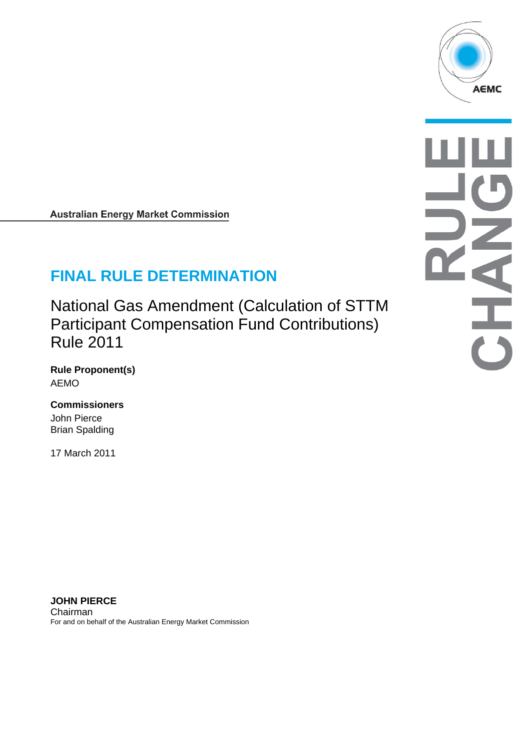AEMC

RULE CHANGE

**Australian Energy Market Commission**

# FINAL RULE DETERMINATION

## National Gas Amendment (Calculation of STTM Participant Compensation Fund Contributions) Rule 2011

**Rule Proponent(s)**
AEMO

**Commissioners**
John Pierce
Brian Spalding

17 March 2011

**JOHN PIERCE**
Chairman
For and on behalf of the Australian Energy Market Commission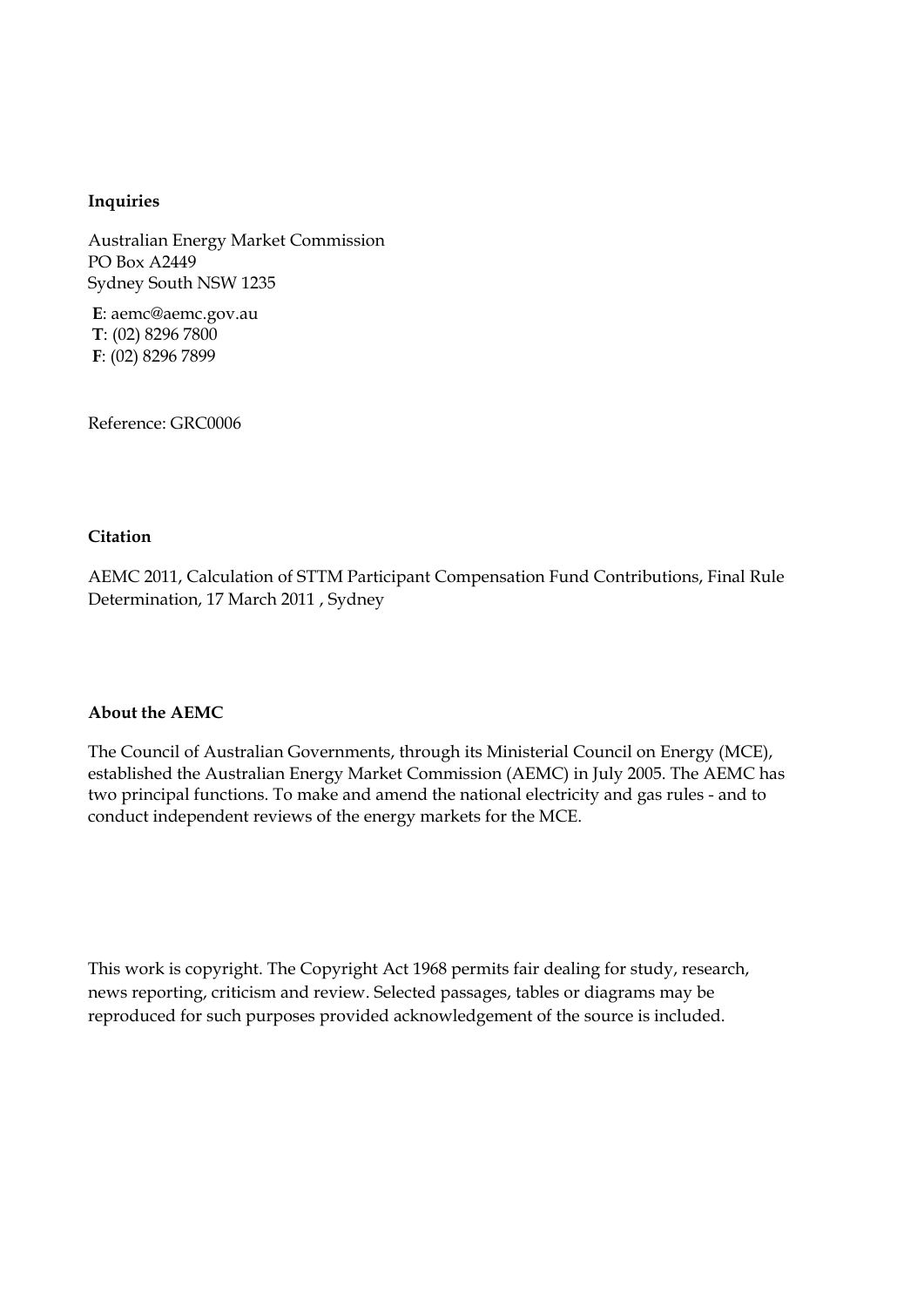**Inquiries**

Australian Energy Market Commission
PO Box A2449
Sydney South NSW 1235

**E**: aemc@aemc.gov.au
**T**: (02) 8296 7800
**F**: (02) 8296 7899

Reference: GRC0006

**Citation**

AEMC 2011, Calculation of STTM Participant Compensation Fund Contributions, Final Rule Determination, 17 March 2011 , Sydney

**About the AEMC**

The Council of Australian Governments, through its Ministerial Council on Energy (MCE), established the Australian Energy Market Commission (AEMC) in July 2005. The AEMC has two principal functions. To make and amend the national electricity and gas rules - and to conduct independent reviews of the energy markets for the MCE.

This work is copyright. The Copyright Act 1968 permits fair dealing for study, research, news reporting, criticism and review. Selected passages, tables or diagrams may be reproduced for such purposes provided acknowledgement of the source is included.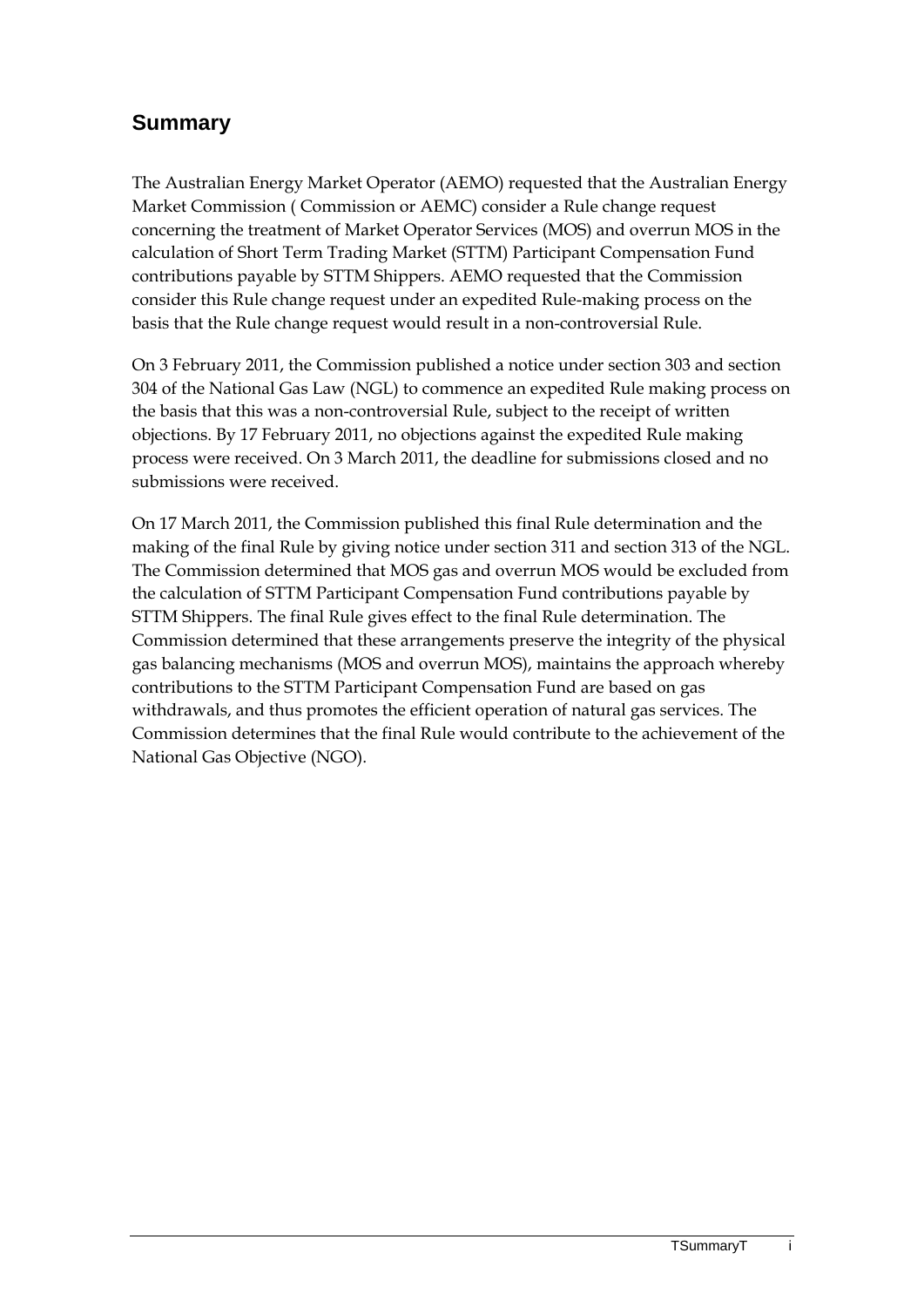## Summary

The Australian Energy Market Operator (AEMO) requested that the Australian Energy Market Commission ( Commission or AEMC) consider a Rule change request concerning the treatment of Market Operator Services (MOS) and overrun MOS in the calculation of Short Term Trading Market (STTM) Participant Compensation Fund contributions payable by STTM Shippers. AEMO requested that the Commission consider this Rule change request under an expedited Rule-making process on the basis that the Rule change request would result in a non-controversial Rule.

On 3 February 2011, the Commission published a notice under section 303 and section 304 of the National Gas Law (NGL) to commence an expedited Rule making process on the basis that this was a non-controversial Rule, subject to the receipt of written objections. By 17 February 2011, no objections against the expedited Rule making process were received. On 3 March 2011, the deadline for submissions closed and no submissions were received.

On 17 March 2011, the Commission published this final Rule determination and the making of the final Rule by giving notice under section 311 and section 313 of the NGL. The Commission determined that MOS gas and overrun MOS would be excluded from the calculation of STTM Participant Compensation Fund contributions payable by STTM Shippers. The final Rule gives effect to the final Rule determination. The Commission determined that these arrangements preserve the integrity of the physical gas balancing mechanisms (MOS and overrun MOS), maintains the approach whereby contributions to the STTM Participant Compensation Fund are based on gas withdrawals, and thus promotes the efficient operation of natural gas services. The Commission determines that the final Rule would contribute to the achievement of the National Gas Objective (NGO).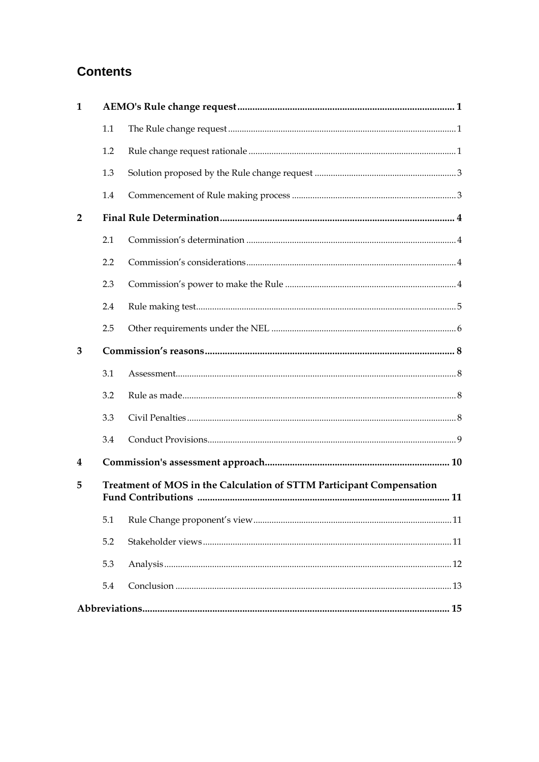## Contents

**1 AEMO's Rule change request** ..... 1

- 1.1 The Rule change request ..... 1
- 1.2 Rule change request rationale ..... 1
- 1.3 Solution proposed by the Rule change request ..... 3
- 1.4 Commencement of Rule making process ..... 3

**2 Final Rule Determination** ..... 4

- 2.1 Commission's determination ..... 4
- 2.2 Commission's considerations ..... 4
- 2.3 Commission's power to make the Rule ..... 4
- 2.4 Rule making test ..... 5
- 2.5 Other requirements under the NEL ..... 6

**3 Commission's reasons** ..... 8

- 3.1 Assessment ..... 8
- 3.2 Rule as made ..... 8
- 3.3 Civil Penalties ..... 8
- 3.4 Conduct Provisions ..... 9

**4 Commission's assessment approach** ..... 10

**5 Treatment of MOS in the Calculation of STTM Participant Compensation Fund Contributions** ..... 11

- 5.1 Rule Change proponent's view ..... 11
- 5.2 Stakeholder views ..... 11
- 5.3 Analysis ..... 12
- 5.4 Conclusion ..... 13

**Abbreviations** ..... 15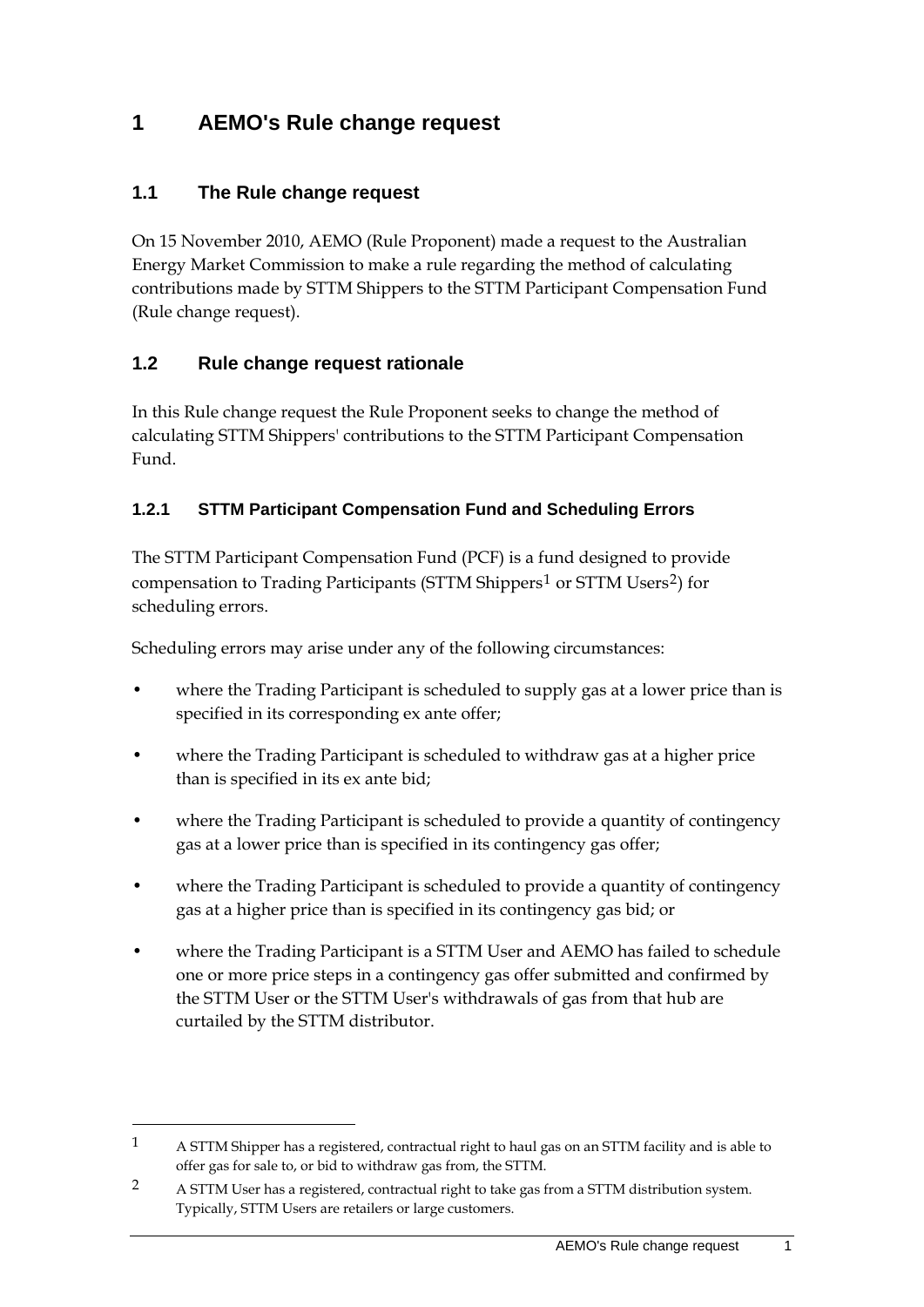# 1 AEMO's Rule change request

## 1.1 The Rule change request

On 15 November 2010, AEMO (Rule Proponent) made a request to the Australian Energy Market Commission to make a rule regarding the method of calculating contributions made by STTM Shippers to the STTM Participant Compensation Fund (Rule change request).

## 1.2 Rule change request rationale

In this Rule change request the Rule Proponent seeks to change the method of calculating STTM Shippers' contributions to the STTM Participant Compensation Fund.

### 1.2.1 STTM Participant Compensation Fund and Scheduling Errors

The STTM Participant Compensation Fund (PCF) is a fund designed to provide compensation to Trading Participants (STTM Shippers[1] or STTM Users[2]) for scheduling errors.

Scheduling errors may arise under any of the following circumstances:

- where the Trading Participant is scheduled to supply gas at a lower price than is specified in its corresponding ex ante offer;
- where the Trading Participant is scheduled to withdraw gas at a higher price than is specified in its ex ante bid;
- where the Trading Participant is scheduled to provide a quantity of contingency gas at a lower price than is specified in its contingency gas offer;
- where the Trading Participant is scheduled to provide a quantity of contingency gas at a higher price than is specified in its contingency gas bid; or
- where the Trading Participant is a STTM User and AEMO has failed to schedule one or more price steps in a contingency gas offer submitted and confirmed by the STTM User or the STTM User's withdrawals of gas from that hub are curtailed by the STTM distributor.

---

[1] A STTM Shipper has a registered, contractual right to haul gas on an STTM facility and is able to offer gas for sale to, or bid to withdraw gas from, the STTM.

[2] A STTM User has a registered, contractual right to take gas from a STTM distribution system. Typically, STTM Users are retailers or large customers.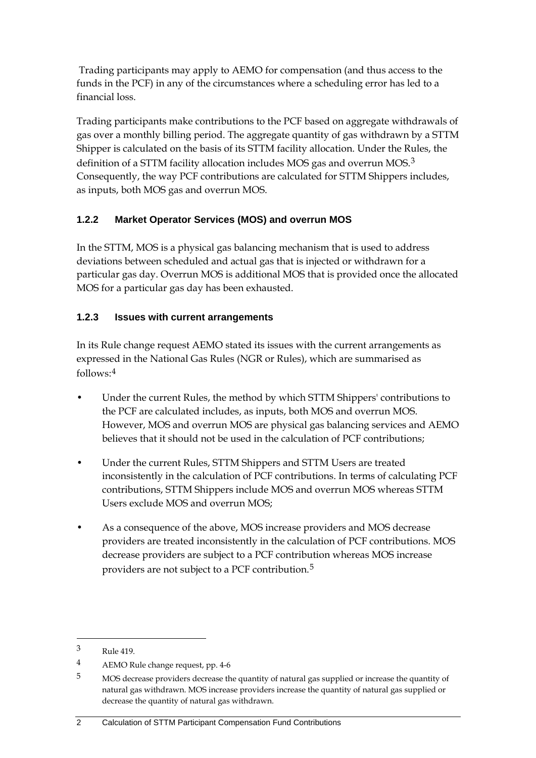Trading participants may apply to AEMO for compensation (and thus access to the funds in the PCF) in any of the circumstances where a scheduling error has led to a financial loss.

Trading participants make contributions to the PCF based on aggregate withdrawals of gas over a monthly billing period. The aggregate quantity of gas withdrawn by a STTM Shipper is calculated on the basis of its STTM facility allocation. Under the Rules, the definition of a STTM facility allocation includes MOS gas and overrun MOS.[3] Consequently, the way PCF contributions are calculated for STTM Shippers includes, as inputs, both MOS gas and overrun MOS.

### 1.2.2 Market Operator Services (MOS) and overrun MOS

In the STTM, MOS is a physical gas balancing mechanism that is used to address deviations between scheduled and actual gas that is injected or withdrawn for a particular gas day. Overrun MOS is additional MOS that is provided once the allocated MOS for a particular gas day has been exhausted.

### 1.2.3 Issues with current arrangements

In its Rule change request AEMO stated its issues with the current arrangements as expressed in the National Gas Rules (NGR or Rules), which are summarised as follows:[4]

- Under the current Rules, the method by which STTM Shippers' contributions to the PCF are calculated includes, as inputs, both MOS and overrun MOS. However, MOS and overrun MOS are physical gas balancing services and AEMO believes that it should not be used in the calculation of PCF contributions;
- Under the current Rules, STTM Shippers and STTM Users are treated inconsistently in the calculation of PCF contributions. In terms of calculating PCF contributions, STTM Shippers include MOS and overrun MOS whereas STTM Users exclude MOS and overrun MOS;
- As a consequence of the above, MOS increase providers and MOS decrease providers are treated inconsistently in the calculation of PCF contributions. MOS decrease providers are subject to a PCF contribution whereas MOS increase providers are not subject to a PCF contribution.[5]

---

[3] Rule 419.

[4] AEMO Rule change request, pp. 4-6

[5] MOS decrease providers decrease the quantity of natural gas supplied or increase the quantity of natural gas withdrawn. MOS increase providers increase the quantity of natural gas supplied or decrease the quantity of natural gas withdrawn.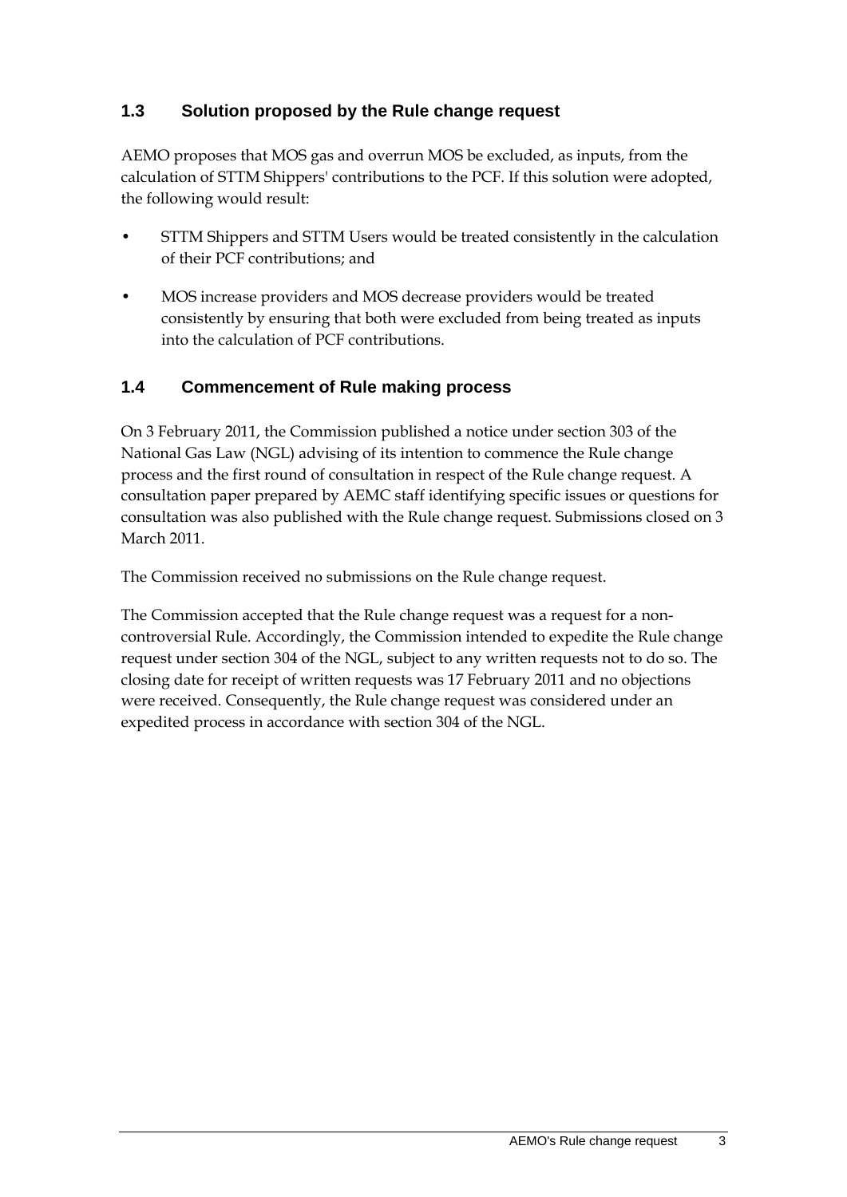## 1.3 Solution proposed by the Rule change request

AEMO proposes that MOS gas and overrun MOS be excluded, as inputs, from the calculation of STTM Shippers' contributions to the PCF. If this solution were adopted, the following would result:

- STTM Shippers and STTM Users would be treated consistently in the calculation of their PCF contributions; and
- MOS increase providers and MOS decrease providers would be treated consistently by ensuring that both were excluded from being treated as inputs into the calculation of PCF contributions.

## 1.4 Commencement of Rule making process

On 3 February 2011, the Commission published a notice under section 303 of the National Gas Law (NGL) advising of its intention to commence the Rule change process and the first round of consultation in respect of the Rule change request. A consultation paper prepared by AEMC staff identifying specific issues or questions for consultation was also published with the Rule change request. Submissions closed on 3 March 2011.

The Commission received no submissions on the Rule change request.

The Commission accepted that the Rule change request was a request for a non-controversial Rule. Accordingly, the Commission intended to expedite the Rule change request under section 304 of the NGL, subject to any written requests not to do so. The closing date for receipt of written requests was 17 February 2011 and no objections were received. Consequently, the Rule change request was considered under an expedited process in accordance with section 304 of the NGL.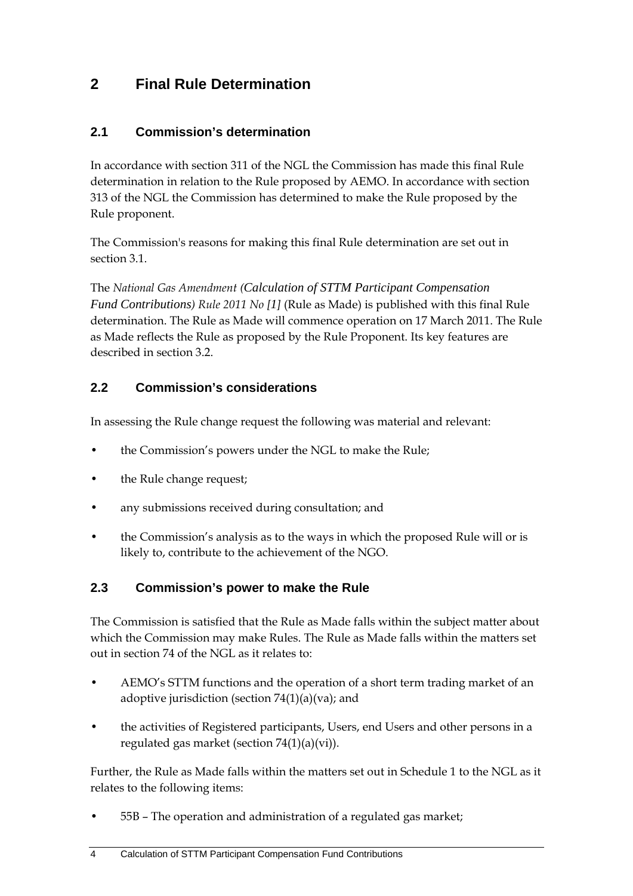# 2 Final Rule Determination

## 2.1 Commission's determination

In accordance with section 311 of the NGL the Commission has made this final Rule determination in relation to the Rule proposed by AEMO. In accordance with section 313 of the NGL the Commission has determined to make the Rule proposed by the Rule proponent.

The Commission's reasons for making this final Rule determination are set out in section 3.1.

The *National Gas Amendment (Calculation of STTM Participant Compensation Fund Contributions) Rule 2011 No [1]* (Rule as Made) is published with this final Rule determination. The Rule as Made will commence operation on 17 March 2011. The Rule as Made reflects the Rule as proposed by the Rule Proponent. Its key features are described in section 3.2.

## 2.2 Commission's considerations

In assessing the Rule change request the following was material and relevant:

- the Commission's powers under the NGL to make the Rule;
- the Rule change request;
- any submissions received during consultation; and
- the Commission's analysis as to the ways in which the proposed Rule will or is likely to, contribute to the achievement of the NGO.

## 2.3 Commission's power to make the Rule

The Commission is satisfied that the Rule as Made falls within the subject matter about which the Commission may make Rules. The Rule as Made falls within the matters set out in section 74 of the NGL as it relates to:

- AEMO's STTM functions and the operation of a short term trading market of an adoptive jurisdiction (section 74(1)(a)(va); and
- the activities of Registered participants, Users, end Users and other persons in a regulated gas market (section 74(1)(a)(vi)).

Further, the Rule as Made falls within the matters set out in Schedule 1 to the NGL as it relates to the following items:

- 55B – The operation and administration of a regulated gas market;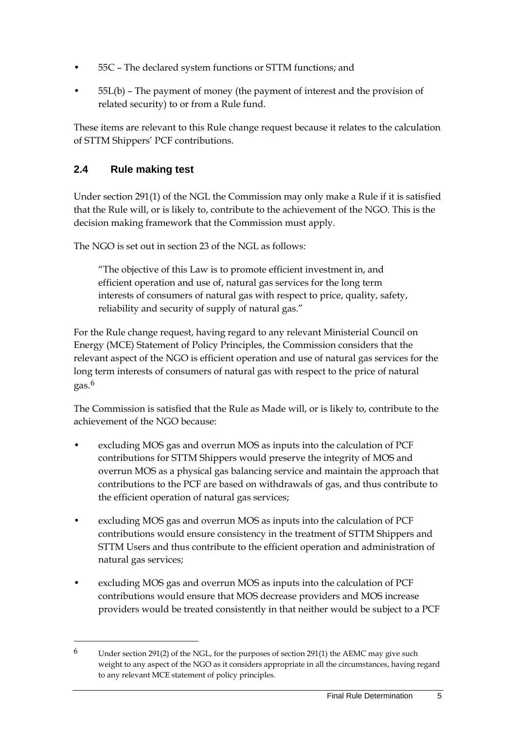- 55C – The declared system functions or STTM functions; and
- 55L(b) – The payment of money (the payment of interest and the provision of related security) to or from a Rule fund.

These items are relevant to this Rule change request because it relates to the calculation of STTM Shippers' PCF contributions.

## 2.4 Rule making test

Under section 291(1) of the NGL the Commission may only make a Rule if it is satisfied that the Rule will, or is likely to, contribute to the achievement of the NGO. This is the decision making framework that the Commission must apply.

The NGO is set out in section 23 of the NGL as follows:

> "The objective of this Law is to promote efficient investment in, and efficient operation and use of, natural gas services for the long term interests of consumers of natural gas with respect to price, quality, safety, reliability and security of supply of natural gas."

For the Rule change request, having regard to any relevant Ministerial Council on Energy (MCE) Statement of Policy Principles, the Commission considers that the relevant aspect of the NGO is efficient operation and use of natural gas services for the long term interests of consumers of natural gas with respect to the price of natural gas.[6]

The Commission is satisfied that the Rule as Made will, or is likely to, contribute to the achievement of the NGO because:

- excluding MOS gas and overrun MOS as inputs into the calculation of PCF contributions for STTM Shippers would preserve the integrity of MOS and overrun MOS as a physical gas balancing service and maintain the approach that contributions to the PCF are based on withdrawals of gas, and thus contribute to the efficient operation of natural gas services;
- excluding MOS gas and overrun MOS as inputs into the calculation of PCF contributions would ensure consistency in the treatment of STTM Shippers and STTM Users and thus contribute to the efficient operation and administration of natural gas services;
- excluding MOS gas and overrun MOS as inputs into the calculation of PCF contributions would ensure that MOS decrease providers and MOS increase providers would be treated consistently in that neither would be subject to a PCF

---

[6] Under section 291(2) of the NGL, for the purposes of section 291(1) the AEMC may give such weight to any aspect of the NGO as it considers appropriate in all the circumstances, having regard to any relevant MCE statement of policy principles.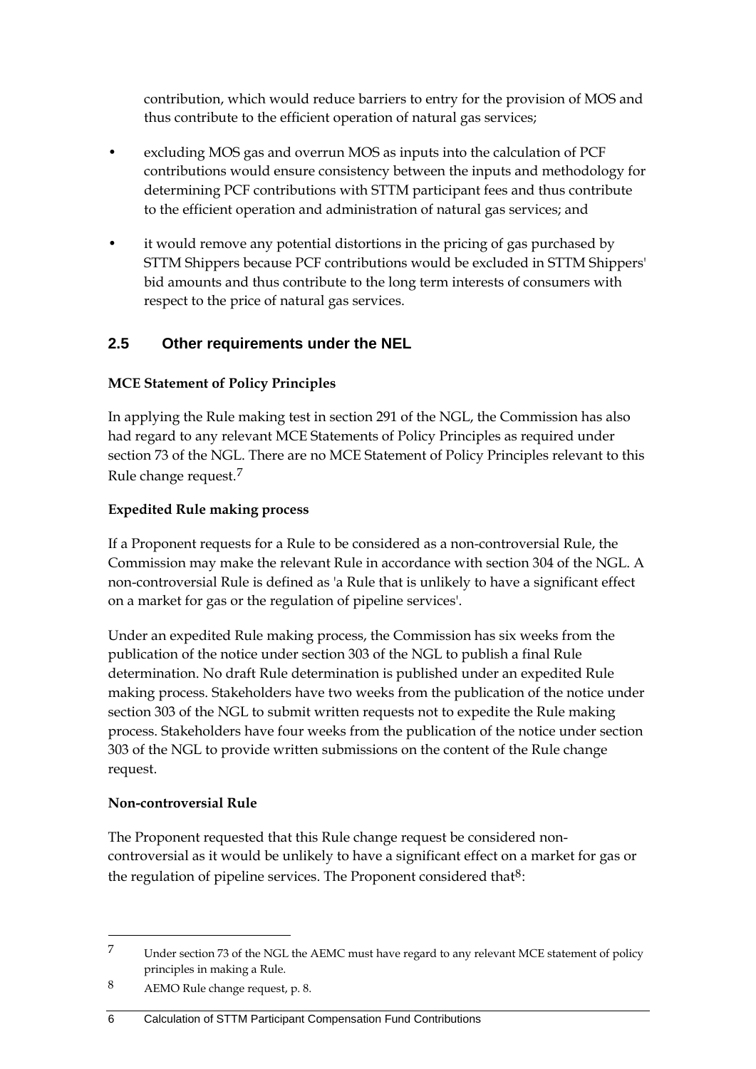contribution, which would reduce barriers to entry for the provision of MOS and thus contribute to the efficient operation of natural gas services;

- excluding MOS gas and overrun MOS as inputs into the calculation of PCF contributions would ensure consistency between the inputs and methodology for determining PCF contributions with STTM participant fees and thus contribute to the efficient operation and administration of natural gas services; and
- it would remove any potential distortions in the pricing of gas purchased by STTM Shippers because PCF contributions would be excluded in STTM Shippers' bid amounts and thus contribute to the long term interests of consumers with respect to the price of natural gas services.

## 2.5 Other requirements under the NEL

**MCE Statement of Policy Principles**

In applying the Rule making test in section 291 of the NGL, the Commission has also had regard to any relevant MCE Statements of Policy Principles as required under section 73 of the NGL. There are no MCE Statement of Policy Principles relevant to this Rule change request.[7]

**Expedited Rule making process**

If a Proponent requests for a Rule to be considered as a non-controversial Rule, the Commission may make the relevant Rule in accordance with section 304 of the NGL. A non-controversial Rule is defined as 'a Rule that is unlikely to have a significant effect on a market for gas or the regulation of pipeline services'.

Under an expedited Rule making process, the Commission has six weeks from the publication of the notice under section 303 of the NGL to publish a final Rule determination. No draft Rule determination is published under an expedited Rule making process. Stakeholders have two weeks from the publication of the notice under section 303 of the NGL to submit written requests not to expedite the Rule making process. Stakeholders have four weeks from the publication of the notice under section 303 of the NGL to provide written submissions on the content of the Rule change request.

**Non-controversial Rule**

The Proponent requested that this Rule change request be considered non-controversial as it would be unlikely to have a significant effect on a market for gas or the regulation of pipeline services. The Proponent considered that[8]:

---

[7] Under section 73 of the NGL the AEMC must have regard to any relevant MCE statement of policy principles in making a Rule.

[8] AEMO Rule change request, p. 8.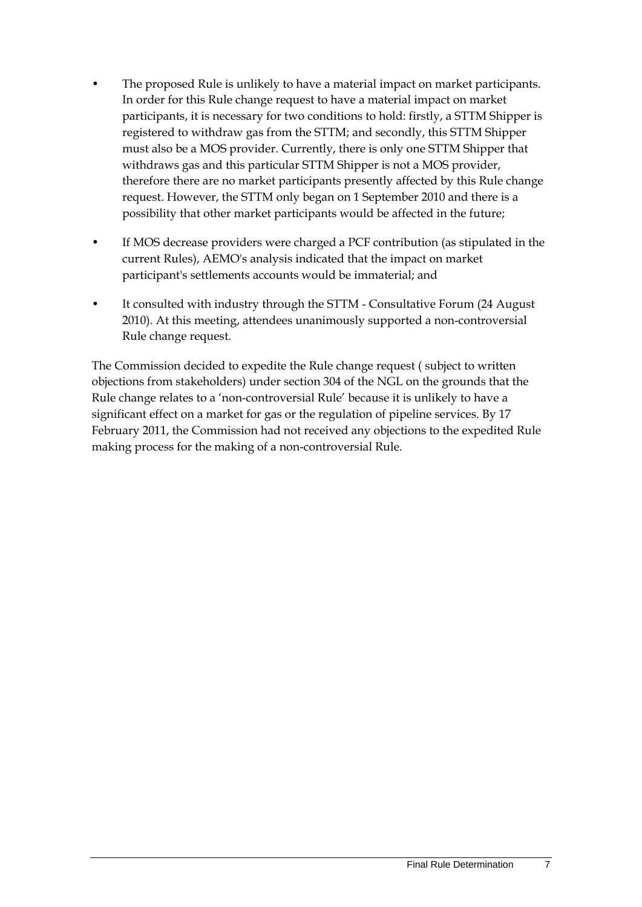- The proposed Rule is unlikely to have a material impact on market participants. In order for this Rule change request to have a material impact on market participants, it is necessary for two conditions to hold: firstly, a STTM Shipper is registered to withdraw gas from the STTM; and secondly, this STTM Shipper must also be a MOS provider. Currently, there is only one STTM Shipper that withdraws gas and this particular STTM Shipper is not a MOS provider, therefore there are no market participants presently affected by this Rule change request. However, the STTM only began on 1 September 2010 and there is a possibility that other market participants would be affected in the future;
- If MOS decrease providers were charged a PCF contribution (as stipulated in the current Rules), AEMO's analysis indicated that the impact on market participant's settlements accounts would be immaterial; and
- It consulted with industry through the STTM - Consultative Forum (24 August 2010). At this meeting, attendees unanimously supported a non-controversial Rule change request.

The Commission decided to expedite the Rule change request ( subject to written objections from stakeholders) under section 304 of the NGL on the grounds that the Rule change relates to a 'non-controversial Rule' because it is unlikely to have a significant effect on a market for gas or the regulation of pipeline services. By 17 February 2011, the Commission had not received any objections to the expedited Rule making process for the making of a non-controversial Rule.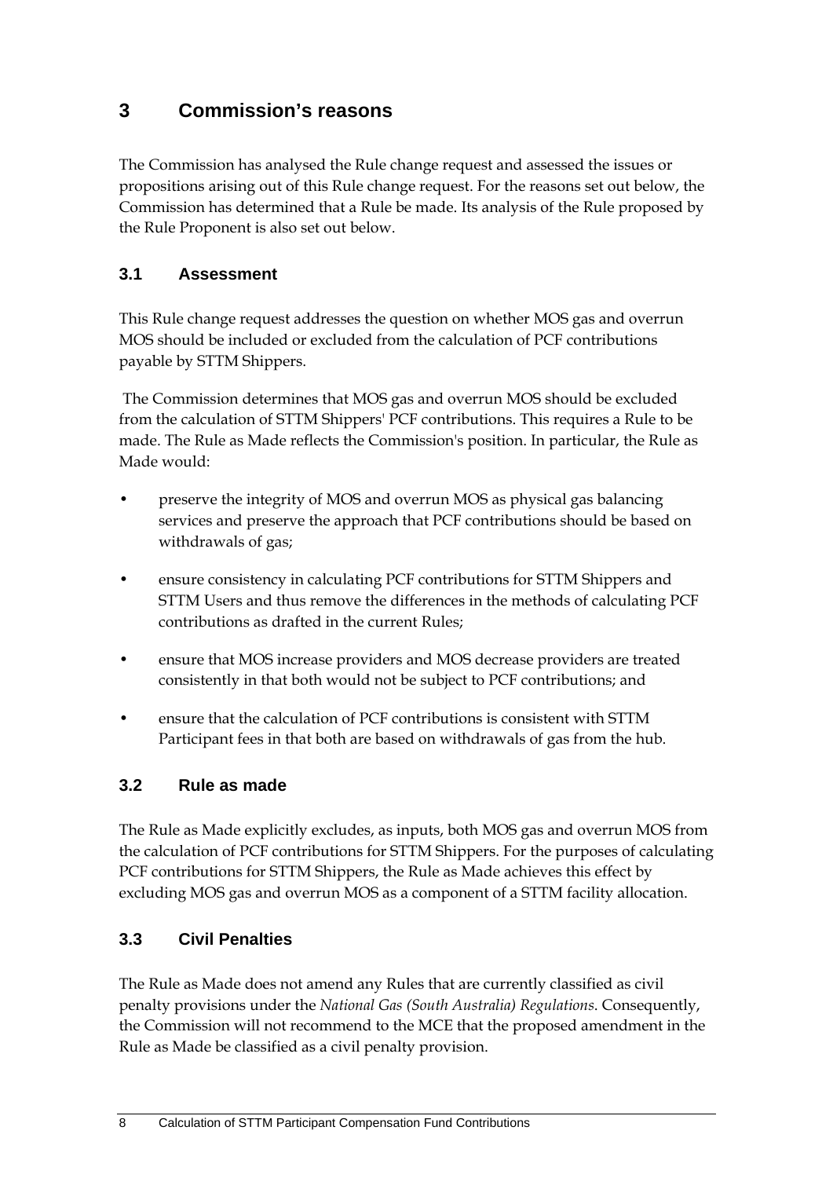# 3 Commission's reasons

The Commission has analysed the Rule change request and assessed the issues or propositions arising out of this Rule change request. For the reasons set out below, the Commission has determined that a Rule be made. Its analysis of the Rule proposed by the Rule Proponent is also set out below.

## 3.1 Assessment

This Rule change request addresses the question on whether MOS gas and overrun MOS should be included or excluded from the calculation of PCF contributions payable by STTM Shippers.

The Commission determines that MOS gas and overrun MOS should be excluded from the calculation of STTM Shippers' PCF contributions. This requires a Rule to be made. The Rule as Made reflects the Commission's position. In particular, the Rule as Made would:

- preserve the integrity of MOS and overrun MOS as physical gas balancing services and preserve the approach that PCF contributions should be based on withdrawals of gas;
- ensure consistency in calculating PCF contributions for STTM Shippers and STTM Users and thus remove the differences in the methods of calculating PCF contributions as drafted in the current Rules;
- ensure that MOS increase providers and MOS decrease providers are treated consistently in that both would not be subject to PCF contributions; and
- ensure that the calculation of PCF contributions is consistent with STTM Participant fees in that both are based on withdrawals of gas from the hub.

## 3.2 Rule as made

The Rule as Made explicitly excludes, as inputs, both MOS gas and overrun MOS from the calculation of PCF contributions for STTM Shippers. For the purposes of calculating PCF contributions for STTM Shippers, the Rule as Made achieves this effect by excluding MOS gas and overrun MOS as a component of a STTM facility allocation.

## 3.3 Civil Penalties

The Rule as Made does not amend any Rules that are currently classified as civil penalty provisions under the *National Gas (South Australia) Regulations*. Consequently, the Commission will not recommend to the MCE that the proposed amendment in the Rule as Made be classified as a civil penalty provision.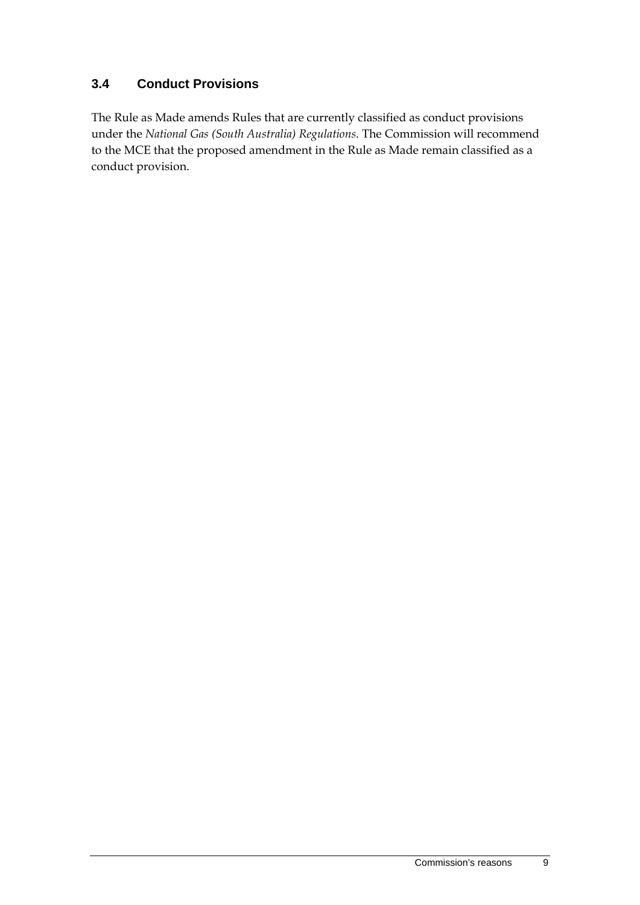## 3.4 Conduct Provisions

The Rule as Made amends Rules that are currently classified as conduct provisions under the *National Gas (South Australia) Regulations*. The Commission will recommend to the MCE that the proposed amendment in the Rule as Made remain classified as a conduct provision.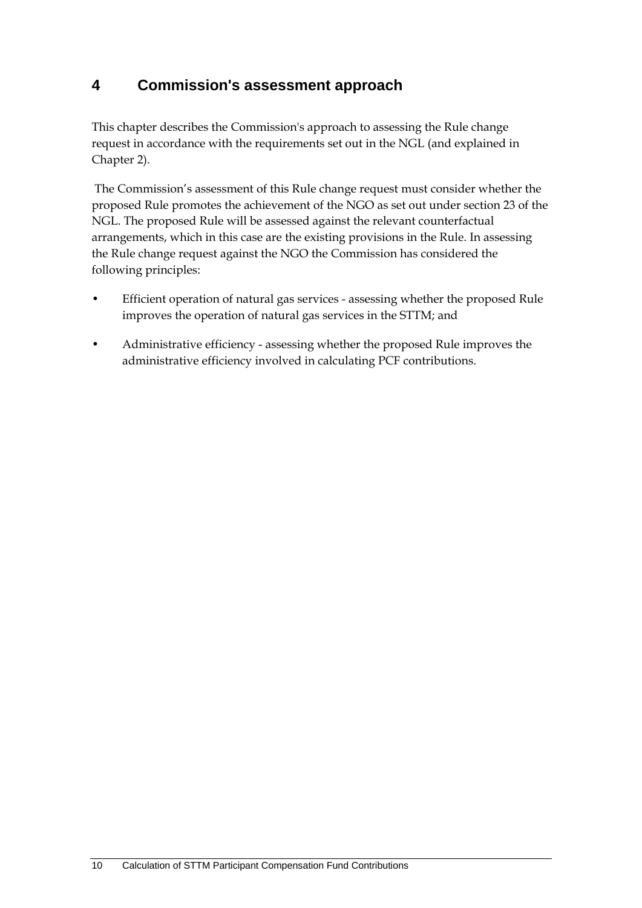# 4 Commission's assessment approach

This chapter describes the Commission's approach to assessing the Rule change request in accordance with the requirements set out in the NGL (and explained in Chapter 2).

The Commission's assessment of this Rule change request must consider whether the proposed Rule promotes the achievement of the NGO as set out under section 23 of the NGL. The proposed Rule will be assessed against the relevant counterfactual arrangements, which in this case are the existing provisions in the Rule. In assessing the Rule change request against the NGO the Commission has considered the following principles:

- Efficient operation of natural gas services - assessing whether the proposed Rule improves the operation of natural gas services in the STTM; and
- Administrative efficiency - assessing whether the proposed Rule improves the administrative efficiency involved in calculating PCF contributions.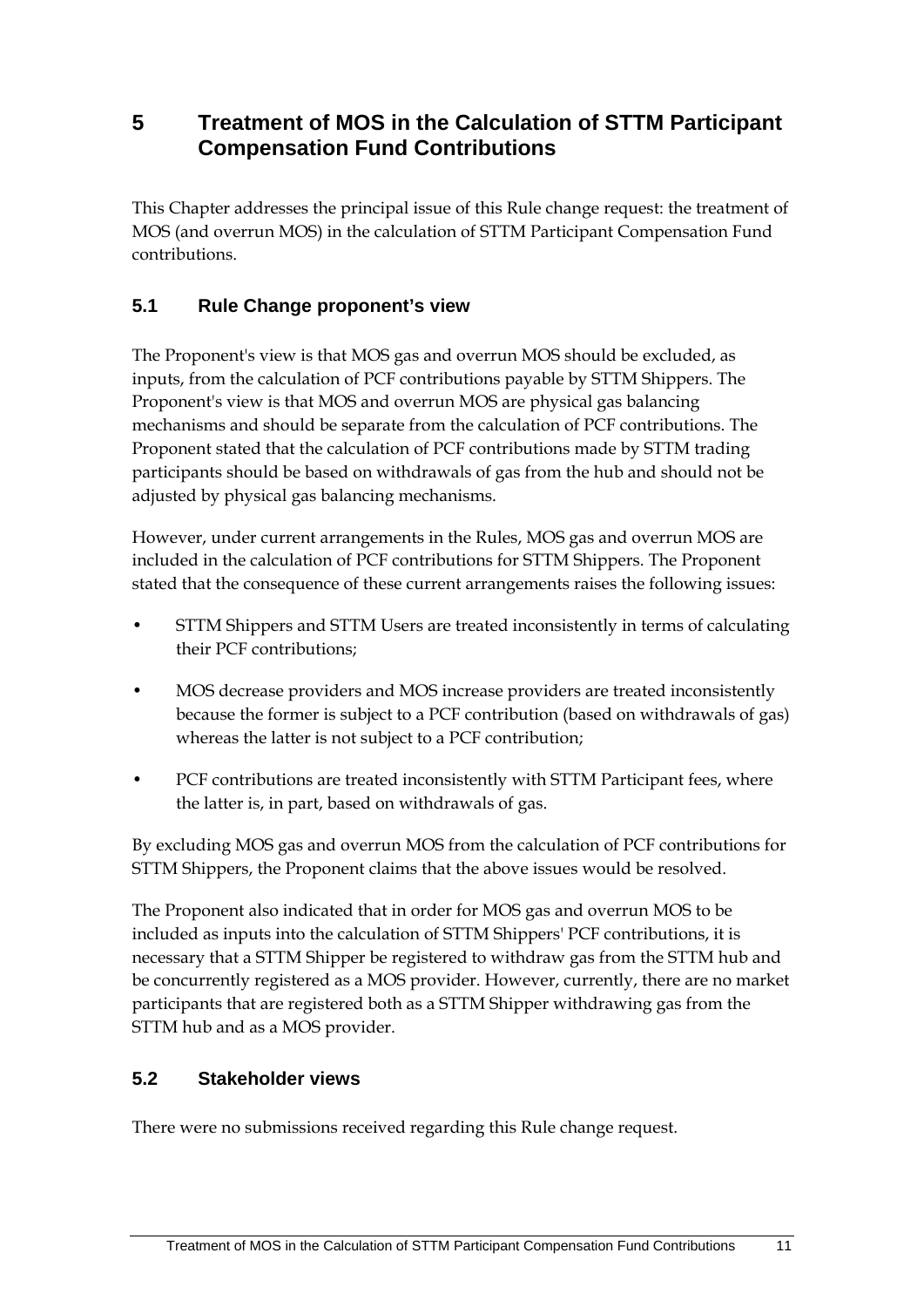# 5 Treatment of MOS in the Calculation of STTM Participant Compensation Fund Contributions

This Chapter addresses the principal issue of this Rule change request: the treatment of MOS (and overrun MOS) in the calculation of STTM Participant Compensation Fund contributions.

## 5.1 Rule Change proponent's view

The Proponent's view is that MOS gas and overrun MOS should be excluded, as inputs, from the calculation of PCF contributions payable by STTM Shippers. The Proponent's view is that MOS and overrun MOS are physical gas balancing mechanisms and should be separate from the calculation of PCF contributions. The Proponent stated that the calculation of PCF contributions made by STTM trading participants should be based on withdrawals of gas from the hub and should not be adjusted by physical gas balancing mechanisms.

However, under current arrangements in the Rules, MOS gas and overrun MOS are included in the calculation of PCF contributions for STTM Shippers. The Proponent stated that the consequence of these current arrangements raises the following issues:

- STTM Shippers and STTM Users are treated inconsistently in terms of calculating their PCF contributions;
- MOS decrease providers and MOS increase providers are treated inconsistently because the former is subject to a PCF contribution (based on withdrawals of gas) whereas the latter is not subject to a PCF contribution;
- PCF contributions are treated inconsistently with STTM Participant fees, where the latter is, in part, based on withdrawals of gas.

By excluding MOS gas and overrun MOS from the calculation of PCF contributions for STTM Shippers, the Proponent claims that the above issues would be resolved.

The Proponent also indicated that in order for MOS gas and overrun MOS to be included as inputs into the calculation of STTM Shippers' PCF contributions, it is necessary that a STTM Shipper be registered to withdraw gas from the STTM hub and be concurrently registered as a MOS provider. However, currently, there are no market participants that are registered both as a STTM Shipper withdrawing gas from the STTM hub and as a MOS provider.

## 5.2 Stakeholder views

There were no submissions received regarding this Rule change request.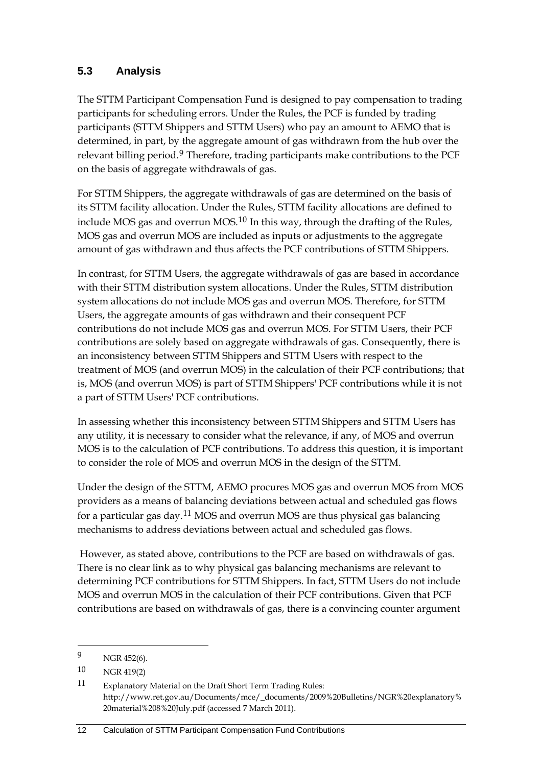## 5.3 Analysis

The STTM Participant Compensation Fund is designed to pay compensation to trading participants for scheduling errors. Under the Rules, the PCF is funded by trading participants (STTM Shippers and STTM Users) who pay an amount to AEMO that is determined, in part, by the aggregate amount of gas withdrawn from the hub over the relevant billing period.[9] Therefore, trading participants make contributions to the PCF on the basis of aggregate withdrawals of gas.

For STTM Shippers, the aggregate withdrawals of gas are determined on the basis of its STTM facility allocation. Under the Rules, STTM facility allocations are defined to include MOS gas and overrun MOS.[10] In this way, through the drafting of the Rules, MOS gas and overrun MOS are included as inputs or adjustments to the aggregate amount of gas withdrawn and thus affects the PCF contributions of STTM Shippers.

In contrast, for STTM Users, the aggregate withdrawals of gas are based in accordance with their STTM distribution system allocations. Under the Rules, STTM distribution system allocations do not include MOS gas and overrun MOS. Therefore, for STTM Users, the aggregate amounts of gas withdrawn and their consequent PCF contributions do not include MOS gas and overrun MOS. For STTM Users, their PCF contributions are solely based on aggregate withdrawals of gas. Consequently, there is an inconsistency between STTM Shippers and STTM Users with respect to the treatment of MOS (and overrun MOS) in the calculation of their PCF contributions; that is, MOS (and overrun MOS) is part of STTM Shippers' PCF contributions while it is not a part of STTM Users' PCF contributions.

In assessing whether this inconsistency between STTM Shippers and STTM Users has any utility, it is necessary to consider what the relevance, if any, of MOS and overrun MOS is to the calculation of PCF contributions. To address this question, it is important to consider the role of MOS and overrun MOS in the design of the STTM.

Under the design of the STTM, AEMO procures MOS gas and overrun MOS from MOS providers as a means of balancing deviations between actual and scheduled gas flows for a particular gas day.[11] MOS and overrun MOS are thus physical gas balancing mechanisms to address deviations between actual and scheduled gas flows.

However, as stated above, contributions to the PCF are based on withdrawals of gas. There is no clear link as to why physical gas balancing mechanisms are relevant to determining PCF contributions for STTM Shippers. In fact, STTM Users do not include MOS and overrun MOS in the calculation of their PCF contributions. Given that PCF contributions are based on withdrawals of gas, there is a convincing counter argument

---

9 NGR 452(6).

10 NGR 419(2)

11 Explanatory Material on the Draft Short Term Trading Rules: http://www.ret.gov.au/Documents/mce/_documents/2009%20Bulletins/NGR%20explanatory%20material%208%20July.pdf (accessed 7 March 2011).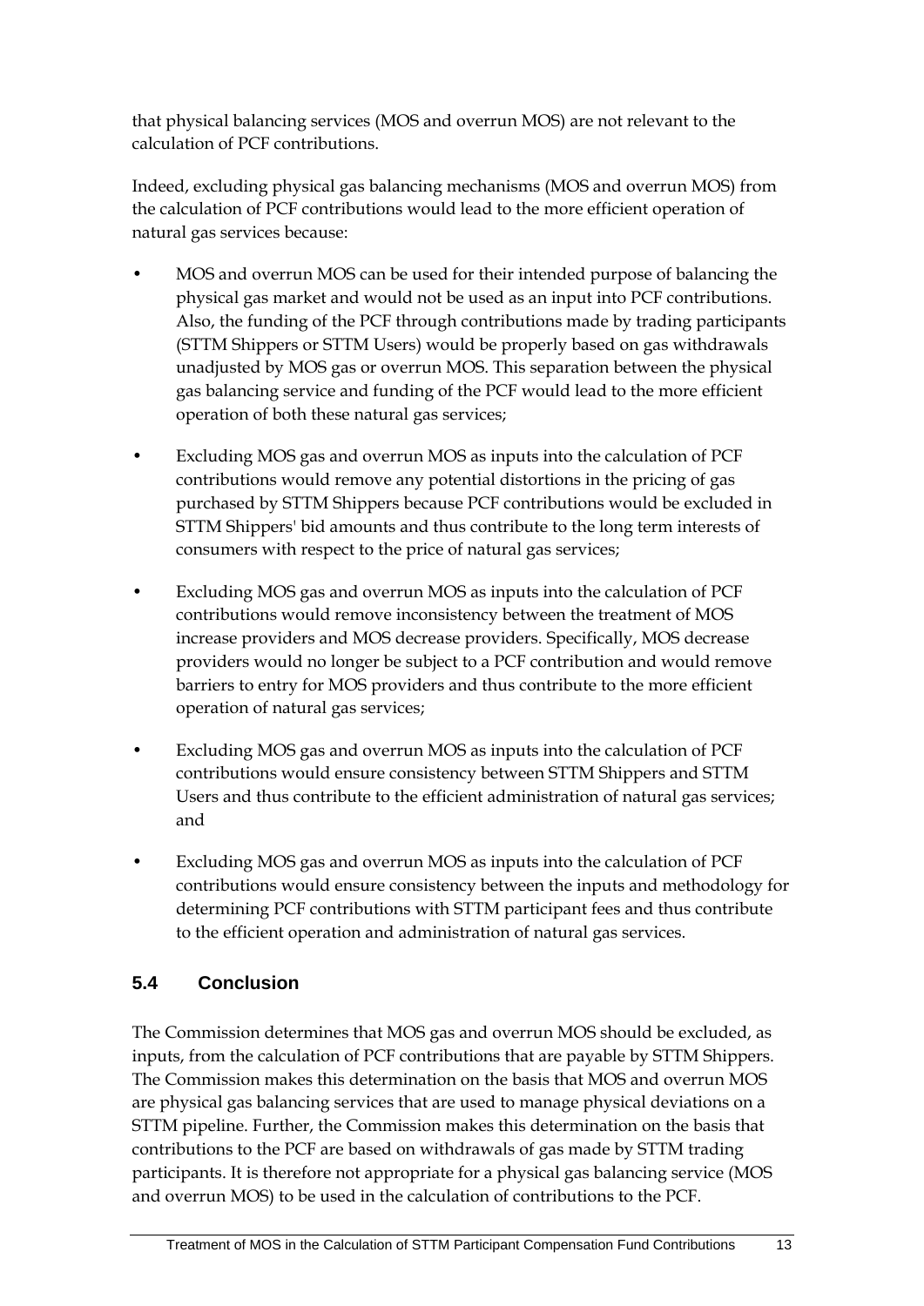that physical balancing services (MOS and overrun MOS) are not relevant to the calculation of PCF contributions.

Indeed, excluding physical gas balancing mechanisms (MOS and overrun MOS) from the calculation of PCF contributions would lead to the more efficient operation of natural gas services because:

- MOS and overrun MOS can be used for their intended purpose of balancing the physical gas market and would not be used as an input into PCF contributions. Also, the funding of the PCF through contributions made by trading participants (STTM Shippers or STTM Users) would be properly based on gas withdrawals unadjusted by MOS gas or overrun MOS. This separation between the physical gas balancing service and funding of the PCF would lead to the more efficient operation of both these natural gas services;
- Excluding MOS gas and overrun MOS as inputs into the calculation of PCF contributions would remove any potential distortions in the pricing of gas purchased by STTM Shippers because PCF contributions would be excluded in STTM Shippers' bid amounts and thus contribute to the long term interests of consumers with respect to the price of natural gas services;
- Excluding MOS gas and overrun MOS as inputs into the calculation of PCF contributions would remove inconsistency between the treatment of MOS increase providers and MOS decrease providers. Specifically, MOS decrease providers would no longer be subject to a PCF contribution and would remove barriers to entry for MOS providers and thus contribute to the more efficient operation of natural gas services;
- Excluding MOS gas and overrun MOS as inputs into the calculation of PCF contributions would ensure consistency between STTM Shippers and STTM Users and thus contribute to the efficient administration of natural gas services; and
- Excluding MOS gas and overrun MOS as inputs into the calculation of PCF contributions would ensure consistency between the inputs and methodology for determining PCF contributions with STTM participant fees and thus contribute to the efficient operation and administration of natural gas services.

## 5.4 Conclusion

The Commission determines that MOS gas and overrun MOS should be excluded, as inputs, from the calculation of PCF contributions that are payable by STTM Shippers. The Commission makes this determination on the basis that MOS and overrun MOS are physical gas balancing services that are used to manage physical deviations on a STTM pipeline. Further, the Commission makes this determination on the basis that contributions to the PCF are based on withdrawals of gas made by STTM trading participants. It is therefore not appropriate for a physical gas balancing service (MOS and overrun MOS) to be used in the calculation of contributions to the PCF.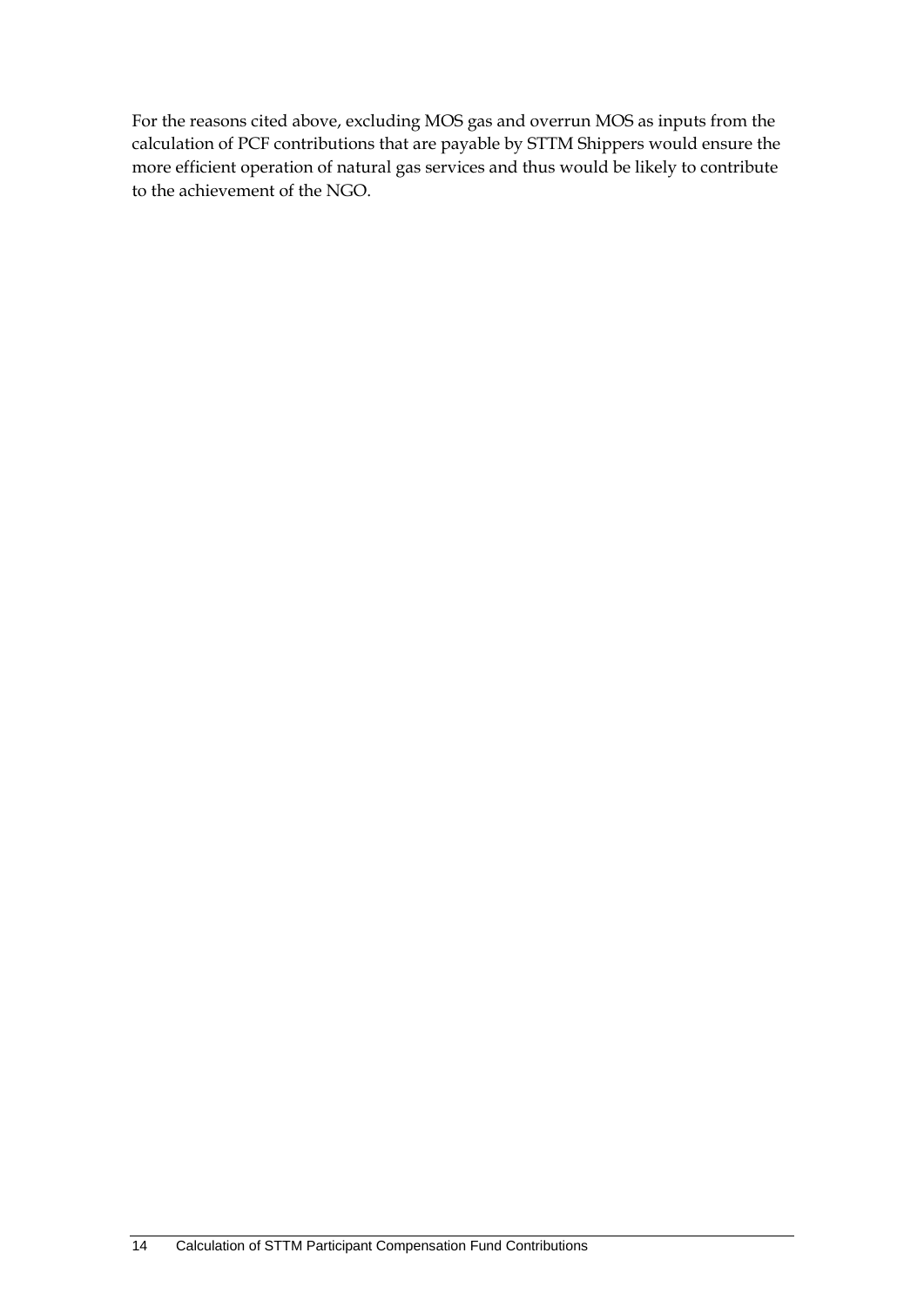For the reasons cited above, excluding MOS gas and overrun MOS as inputs from the calculation of PCF contributions that are payable by STTM Shippers would ensure the more efficient operation of natural gas services and thus would be likely to contribute to the achievement of the NGO.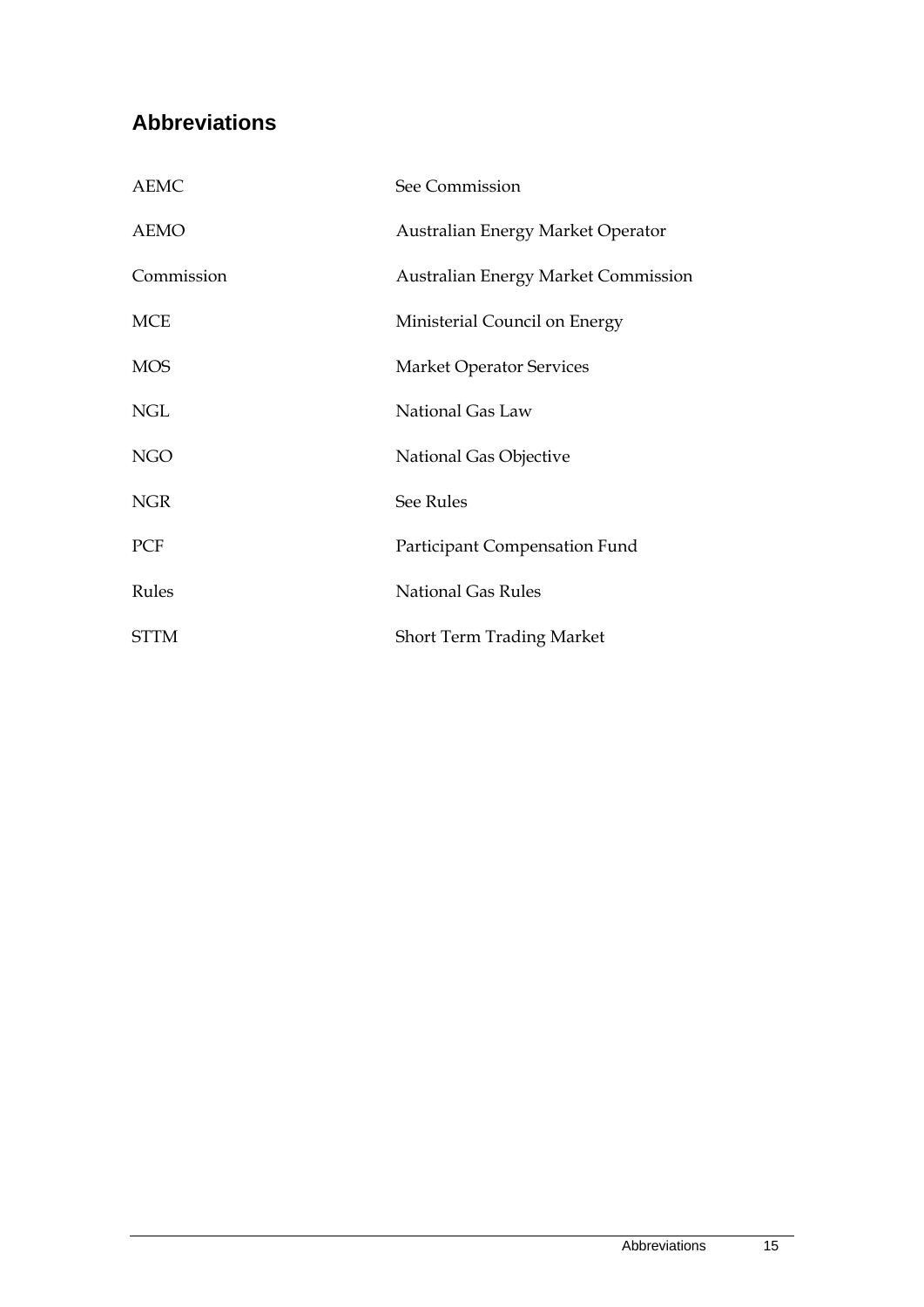## Abbreviations

| | |
|---|---|
| AEMC | See Commission |
| AEMO | Australian Energy Market Operator |
| Commission | Australian Energy Market Commission |
| MCE | Ministerial Council on Energy |
| MOS | Market Operator Services |
| NGL | National Gas Law |
| NGO | National Gas Objective |
| NGR | See Rules |
| PCF | Participant Compensation Fund |
| Rules | National Gas Rules |
| STTM | Short Term Trading Market |